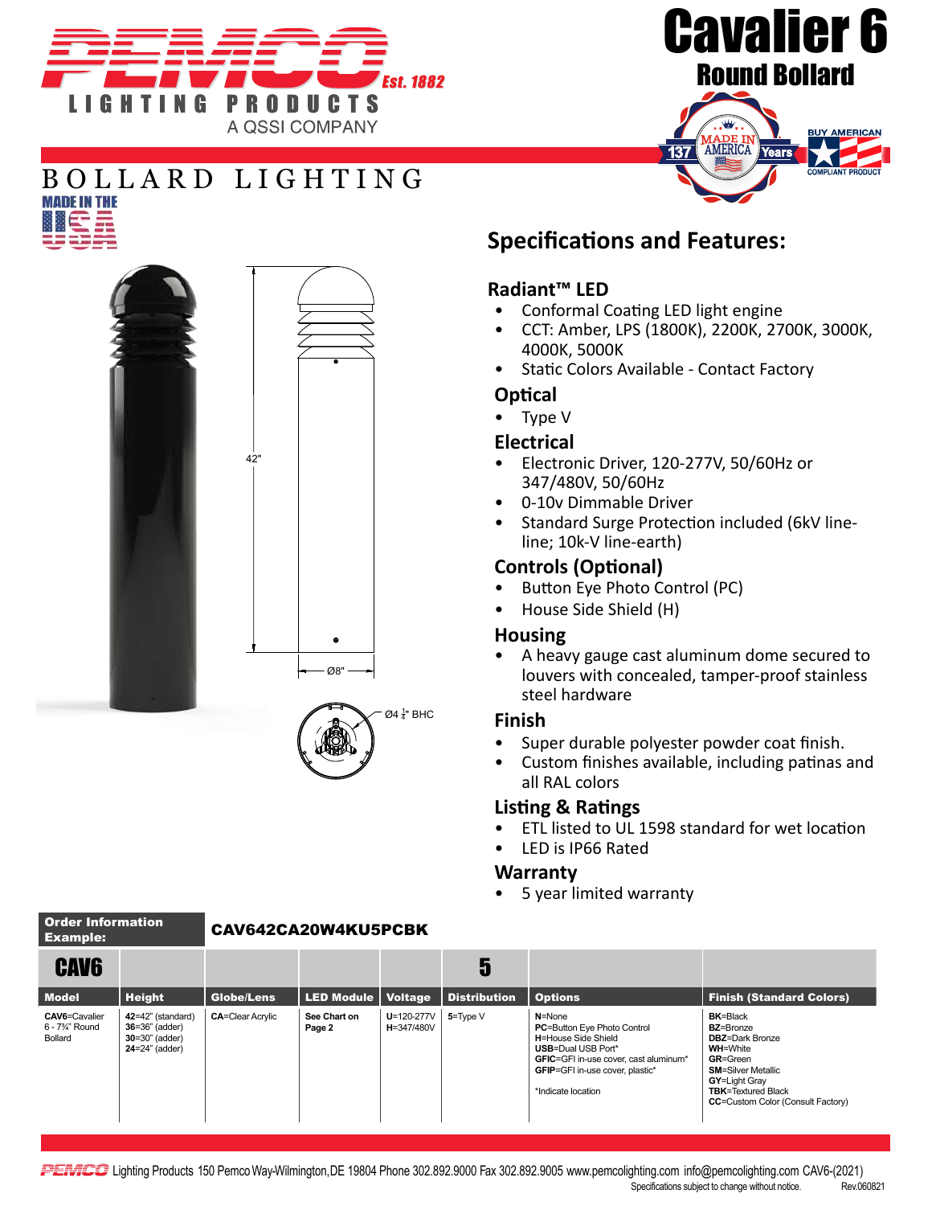# Cavalier 6

## Round Bollard

PEMCO LIGHTING PRODUCTS Est. 1882

A QSSI COMPANY

BOLLARD LIGHTING

MADE IN THE USA

137 Years MADE IN AMERICA

BUY AMERICAN COMPLIANT PRODUCT

42"

Ø8"

Ø4 ¼" BHC

## Specifications and Features:

### Radiant™ LED
- Conformal Coating LED light engine
- CCT: Amber, LPS (1800K), 2200K, 2700K, 3000K, 4000K, 5000K
- Static Colors Available - Contact Factory

### Optical
- Type V

### Electrical
- Electronic Driver, 120-277V, 50/60Hz or 347/480V, 50/60Hz
- 0-10v Dimmable Driver
- Standard Surge Protection included (6kV line-line; 10k-V line-earth)

### Controls (Optional)
- Button Eye Photo Control (PC)
- House Side Shield (H)

### Housing
- A heavy gauge cast aluminum dome secured to louvers with concealed, tamper-proof stainless steel hardware

### Finish
- Super durable polyester powder coat finish.
- Custom finishes available, including patinas and all RAL colors

### Listing & Ratings
- ETL listed to UL 1598 standard for wet location
- LED is IP66 Rated

### Warranty
- 5 year limited warranty

**Order Information Example:** **CAV642CA20W4KU5PCBK**

| CAV6 | | | | | 5 | | |
|---|---|---|---|---|---|---|---|
| **Model** | **Height** | **Globe/Lens** | **LED Module** | **Voltage** | **Distribution** | **Options** | **Finish (Standard Colors)** |
| **CAV6**=Cavalier 6 - 7¾" Round Bollard | **42**=42" (standard)<br>**36**=36" (adder)<br>**30**=30" (adder)<br>**24**=24" (adder) | **CA**=Clear Acrylic | **See Chart on Page 2** | **U**=120-277V<br>**H**=347/480V | **5**=Type V | **N**=None<br>**PC**=Button Eye Photo Control<br>**H**=House Side Shield<br>**USB**=Dual USB Port*<br>**GFIC**=GFI in-use cover, cast aluminum*<br>**GFIP**=GFI in-use cover, plastic*<br><br>*Indicate location | **BK**=Black<br>**BZ**=Bronze<br>**DBZ**=Dark Bronze<br>**WH**=White<br>**GR**=Green<br>**SM**=Silver Metallic<br>**GY**=Light Gray<br>**TBK**=Textured Black<br>**CC**=Custom Color (Consult Factory) |

PEMCO Lighting Products 150 Pemco Way-Wilmington,DE 19804 Phone 302.892.9000 Fax 302.892.9005 www.pemcolighting.com info@pemcolighting.com CAV6-(2021)

Specifications subject to change without notice. Rev.060821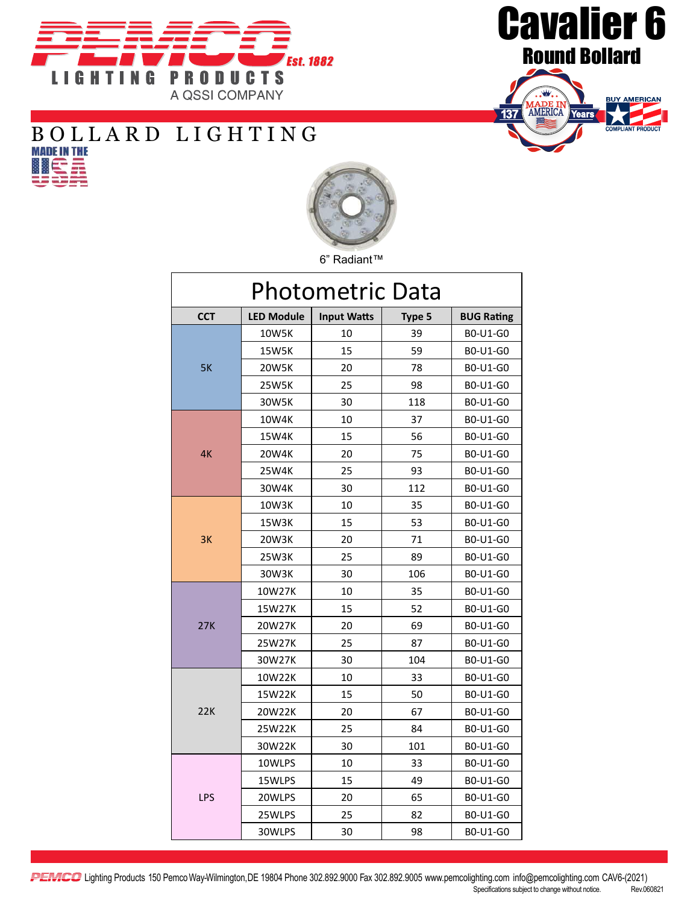# Cavalier 6

## Round Bollard

PEMCO Est. 1882 LIGHTING PRODUCTS A QSSI COMPANY

BOLLARD LIGHTING

MADE IN THE USA

137 Years MADE IN AMERICA

BUY AMERICAN COMPLIANT PRODUCT

6" Radiant™

## Photometric Data

| CCT | LED Module | Input Watts | Type 5 | BUG Rating |
|---|---|---|---|---|
| 5K | 10W5K | 10 | 39 | B0-U1-G0 |
| | 15W5K | 15 | 59 | B0-U1-G0 |
| | 20W5K | 20 | 78 | B0-U1-G0 |
| | 25W5K | 25 | 98 | B0-U1-G0 |
| | 30W5K | 30 | 118 | B0-U1-G0 |
| 4K | 10W4K | 10 | 37 | B0-U1-G0 |
| | 15W4K | 15 | 56 | B0-U1-G0 |
| | 20W4K | 20 | 75 | B0-U1-G0 |
| | 25W4K | 25 | 93 | B0-U1-G0 |
| | 30W4K | 30 | 112 | B0-U1-G0 |
| 3K | 10W3K | 10 | 35 | B0-U1-G0 |
| | 15W3K | 15 | 53 | B0-U1-G0 |
| | 20W3K | 20 | 71 | B0-U1-G0 |
| | 25W3K | 25 | 89 | B0-U1-G0 |
| | 30W3K | 30 | 106 | B0-U1-G0 |
| 27K | 10W27K | 10 | 35 | B0-U1-G0 |
| | 15W27K | 15 | 52 | B0-U1-G0 |
| | 20W27K | 20 | 69 | B0-U1-G0 |
| | 25W27K | 25 | 87 | B0-U1-G0 |
| | 30W27K | 30 | 104 | B0-U1-G0 |
| 22K | 10W22K | 10 | 33 | B0-U1-G0 |
| | 15W22K | 15 | 50 | B0-U1-G0 |
| | 20W22K | 20 | 67 | B0-U1-G0 |
| | 25W22K | 25 | 84 | B0-U1-G0 |
| | 30W22K | 30 | 101 | B0-U1-G0 |
| LPS | 10WLPS | 10 | 33 | B0-U1-G0 |
| | 15WLPS | 15 | 49 | B0-U1-G0 |
| | 20WLPS | 20 | 65 | B0-U1-G0 |
| | 25WLPS | 25 | 82 | B0-U1-G0 |
| | 30WLPS | 30 | 98 | B0-U1-G0 |

PEMCO Lighting Products 150 Pemco Way-Wilmington,DE 19804 Phone 302.892.9000 Fax 302.892.9005 www.pemcolighting.com info@pemcolighting.com CAV6-(2021)

Specifications subject to change without notice. Rev.060821